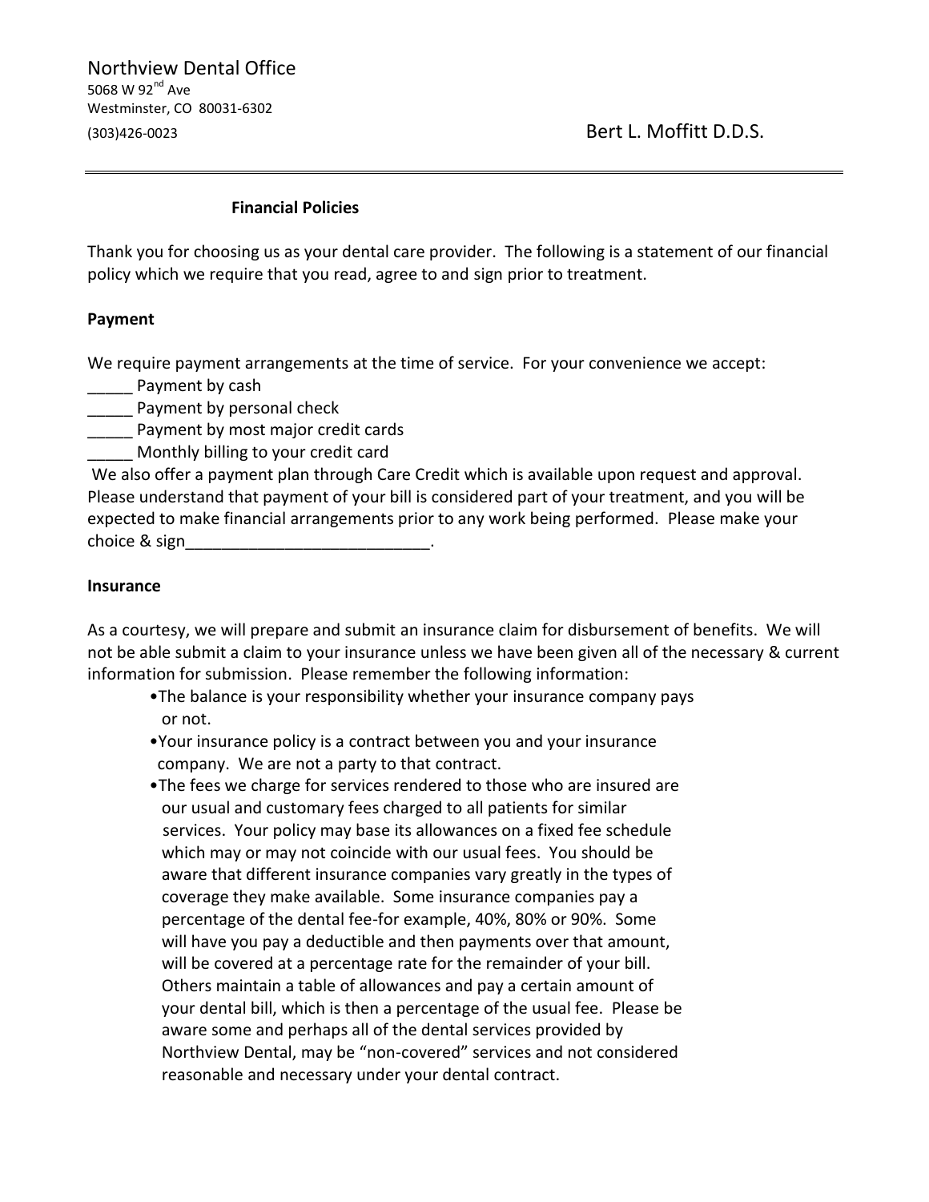Northview Dental Office
5068 W 92nd Ave
Westminster, CO 80031-6302
(303)426-0023

Bert L. Moffitt D.D.S.

---

## Financial Policies

Thank you for choosing us as your dental care provider. The following is a statement of our financial policy which we require that you read, agree to and sign prior to treatment.

### Payment

We require payment arrangements at the time of service. For your convenience we accept:

_____ Payment by cash
_____ Payment by personal check
_____ Payment by most major credit cards
_____ Monthly billing to your credit card

We also offer a payment plan through Care Credit which is available upon request and approval. Please understand that payment of your bill is considered part of your treatment, and you will be expected to make financial arrangements prior to any work being performed. Please make your choice & sign___________________________.

### Insurance

As a courtesy, we will prepare and submit an insurance claim for disbursement of benefits. We will not be able submit a claim to your insurance unless we have been given all of the necessary & current information for submission. Please remember the following information:

- The balance is your responsibility whether your insurance company pays or not.
- Your insurance policy is a contract between you and your insurance company. We are not a party to that contract.
- The fees we charge for services rendered to those who are insured are our usual and customary fees charged to all patients for similar services. Your policy may base its allowances on a fixed fee schedule which may or may not coincide with our usual fees. You should be aware that different insurance companies vary greatly in the types of coverage they make available. Some insurance companies pay a percentage of the dental fee-for example, 40%, 80% or 90%. Some will have you pay a deductible and then payments over that amount, will be covered at a percentage rate for the remainder of your bill. Others maintain a table of allowances and pay a certain amount of your dental bill, which is then a percentage of the usual fee. Please be aware some and perhaps all of the dental services provided by Northview Dental, may be “non-covered” services and not considered reasonable and necessary under your dental contract.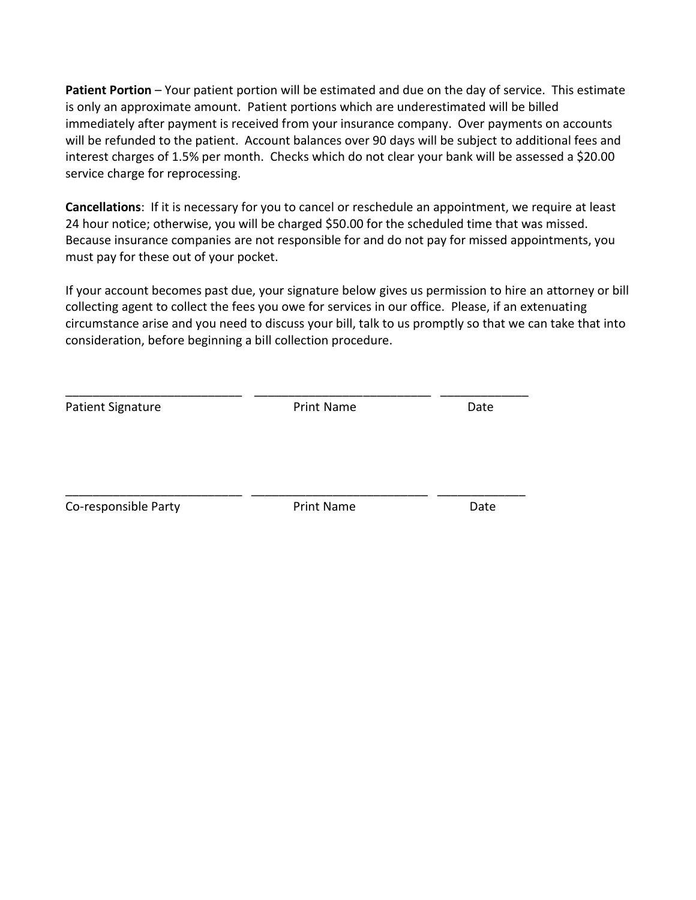**Patient Portion** – Your patient portion will be estimated and due on the day of service. This estimate is only an approximate amount. Patient portions which are underestimated will be billed immediately after payment is received from your insurance company. Over payments on accounts will be refunded to the patient. Account balances over 90 days will be subject to additional fees and interest charges of 1.5% per month. Checks which do not clear your bank will be assessed a $20.00 service charge for reprocessing.

**Cancellations**: If it is necessary for you to cancel or reschedule an appointment, we require at least 24 hour notice; otherwise, you will be charged $50.00 for the scheduled time that was missed. Because insurance companies are not responsible for and do not pay for missed appointments, you must pay for these out of your pocket.

If your account becomes past due, your signature below gives us permission to hire an attorney or bill collecting agent to collect the fees you owe for services in our office. Please, if an extenuating circumstance arise and you need to discuss your bill, talk to us promptly so that we can take that into consideration, before beginning a bill collection procedure.

\_\_\_\_\_\_\_\_\_\_\_\_\_\_\_\_\_\_\_\_\_\_\_\_\_\_ \_\_\_\_\_\_\_\_\_\_\_\_\_\_\_\_\_\_\_\_\_\_\_\_\_\_ \_\_\_\_\_\_\_\_\_\_\_\_\_

Patient Signature Print Name Date

\_\_\_\_\_\_\_\_\_\_\_\_\_\_\_\_\_\_\_\_\_\_\_\_\_\_ \_\_\_\_\_\_\_\_\_\_\_\_\_\_\_\_\_\_\_\_\_\_\_\_\_\_ \_\_\_\_\_\_\_\_\_\_\_\_\_

Co-responsible Party Print Name Date